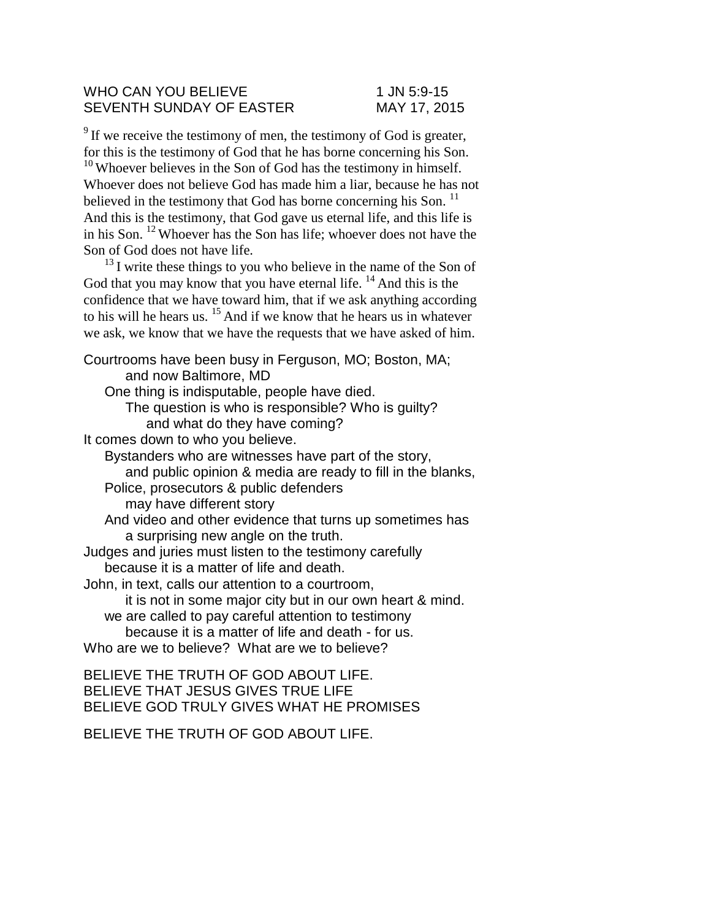WHO CAN YOU BELIEVE — 1 JN 5:9-15
SEVENTH SUNDAY OF EASTER — MAY 17, 2015

[9] If we receive the testimony of men, the testimony of God is greater, for this is the testimony of God that he has borne concerning his Son. [10] Whoever believes in the Son of God has the testimony in himself. Whoever does not believe God has made him a liar, because he has not believed in the testimony that God has borne concerning his Son. [11] And this is the testimony, that God gave us eternal life, and this life is in his Son. [12] Whoever has the Son has life; whoever does not have the Son of God does not have life.

[13] I write these things to you who believe in the name of the Son of God that you may know that you have eternal life. [14] And this is the confidence that we have toward him, that if we ask anything according to his will he hears us. [15] And if we know that he hears us in whatever we ask, we know that we have the requests that we have asked of him.

Courtrooms have been busy in Ferguson, MO; Boston, MA;
and now Baltimore, MD
One thing is indisputable, people have died.
The question is who is responsible? Who is guilty?
and what do they have coming?
It comes down to who you believe.
Bystanders who are witnesses have part of the story,
and public opinion & media are ready to fill in the blanks,
Police, prosecutors & public defenders
may have different story
And video and other evidence that turns up sometimes has
a surprising new angle on the truth.
Judges and juries must listen to the testimony carefully
because it is a matter of life and death.
John, in text, calls our attention to a courtroom,
it is not in some major city but in our own heart & mind.
we are called to pay careful attention to testimony
because it is a matter of life and death - for us.
Who are we to believe? What are we to believe?

BELIEVE THE TRUTH OF GOD ABOUT LIFE.
BELIEVE THAT JESUS GIVES TRUE LIFE
BELIEVE GOD TRULY GIVES WHAT HE PROMISES

BELIEVE THE TRUTH OF GOD ABOUT LIFE.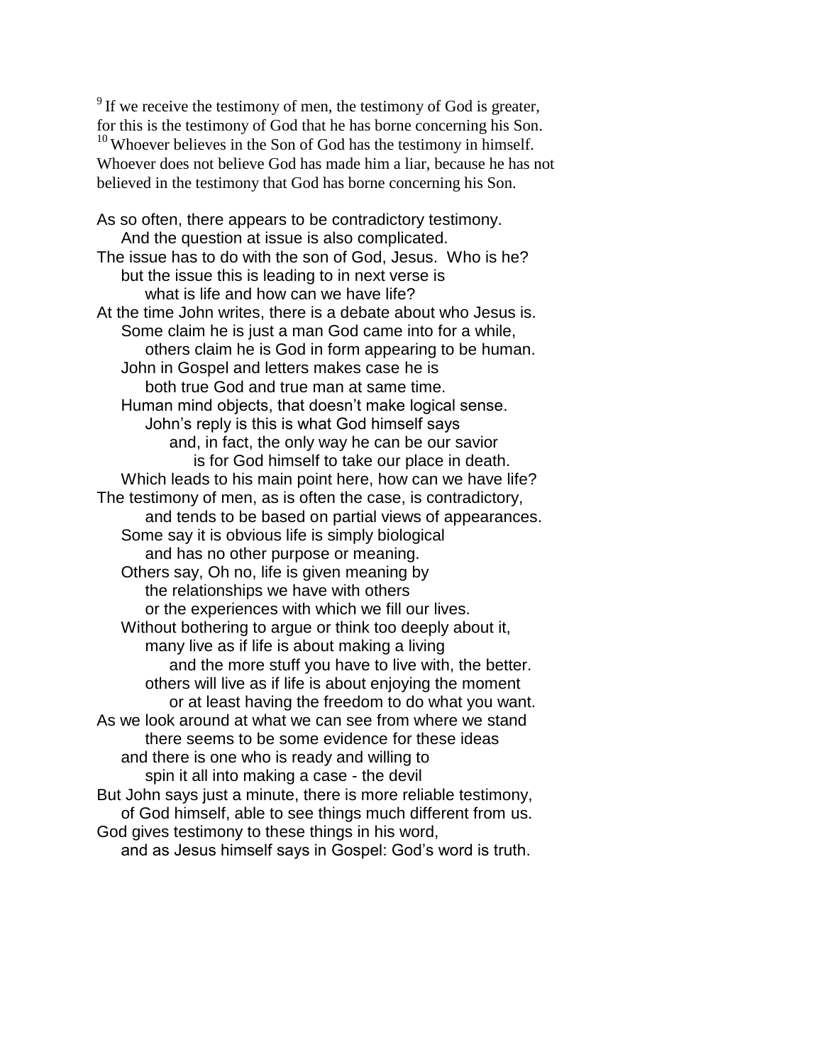[9] If we receive the testimony of men, the testimony of God is greater, for this is the testimony of God that he has borne concerning his Son. [10] Whoever believes in the Son of God has the testimony in himself. Whoever does not believe God has made him a liar, because he has not believed in the testimony that God has borne concerning his Son.

As so often, there appears to be contradictory testimony.
    And the question at issue is also complicated.
The issue has to do with the son of God, Jesus.  Who is he?
    but the issue this is leading to in next verse is
        what is life and how can we have life?
At the time John writes, there is a debate about who Jesus is.
    Some claim he is just a man God came into for a while,
        others claim he is God in form appearing to be human.
    John in Gospel and letters makes case he is
        both true God and true man at same time.
    Human mind objects, that doesn't make logical sense.
        John's reply is this is what God himself says
            and, in fact, the only way he can be our savior
                is for God himself to take our place in death.
    Which leads to his main point here, how can we have life?
The testimony of men, as is often the case, is contradictory,
        and tends to be based on partial views of appearances.
    Some say it is obvious life is simply biological
        and has no other purpose or meaning.
    Others say, Oh no, life is given meaning by
        the relationships we have with others
        or the experiences with which we fill our lives.
    Without bothering to argue or think too deeply about it,
        many live as if life is about making a living
            and the more stuff you have to live with, the better.
        others will live as if life is about enjoying the moment
            or at least having the freedom to do what you want.
As we look around at what we can see from where we stand
        there seems to be some evidence for these ideas
    and there is one who is ready and willing to
        spin it all into making a case - the devil
But John says just a minute, there is more reliable testimony,
    of God himself, able to see things much different from us.
God gives testimony to these things in his word,
    and as Jesus himself says in Gospel: God's word is truth.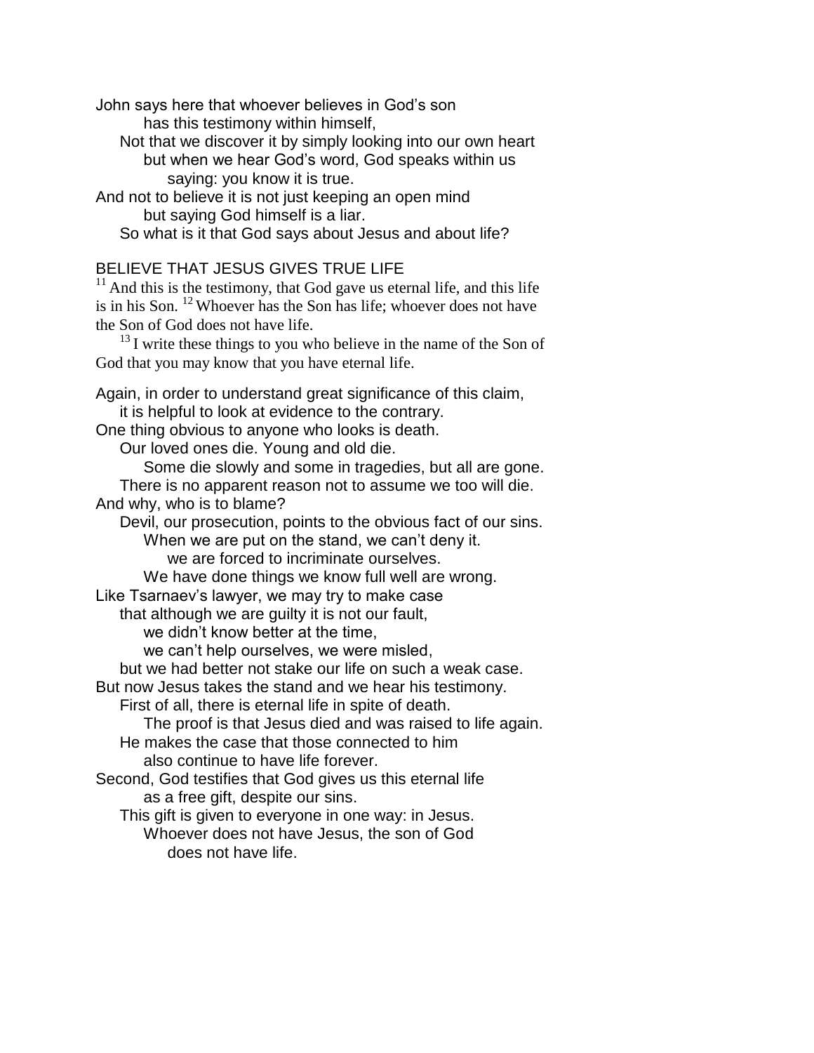John says here that whoever believes in God's son
has this testimony within himself,
Not that we discover it by simply looking into our own heart
but when we hear God's word, God speaks within us
saying: you know it is true.
And not to believe it is not just keeping an open mind
but saying God himself is a liar.
So what is it that God says about Jesus and about life?

BELIEVE THAT JESUS GIVES TRUE LIFE

[11] And this is the testimony, that God gave us eternal life, and this life is in his Son. [12] Whoever has the Son has life; whoever does not have the Son of God does not have life.

[13] I write these things to you who believe in the name of the Son of God that you may know that you have eternal life.

Again, in order to understand great significance of this claim,
it is helpful to look at evidence to the contrary.
One thing obvious to anyone who looks is death.
Our loved ones die. Young and old die.
Some die slowly and some in tragedies, but all are gone.
There is no apparent reason not to assume we too will die.
And why, who is to blame?
Devil, our prosecution, points to the obvious fact of our sins.
When we are put on the stand, we can't deny it.
we are forced to incriminate ourselves.
We have done things we know full well are wrong.
Like Tsarnaev's lawyer, we may try to make case
that although we are guilty it is not our fault,
we didn't know better at the time,
we can't help ourselves, we were misled,
but we had better not stake our life on such a weak case.
But now Jesus takes the stand and we hear his testimony.
First of all, there is eternal life in spite of death.
The proof is that Jesus died and was raised to life again.
He makes the case that those connected to him
also continue to have life forever.
Second, God testifies that God gives us this eternal life
as a free gift, despite our sins.
This gift is given to everyone in one way: in Jesus.
Whoever does not have Jesus, the son of God
does not have life.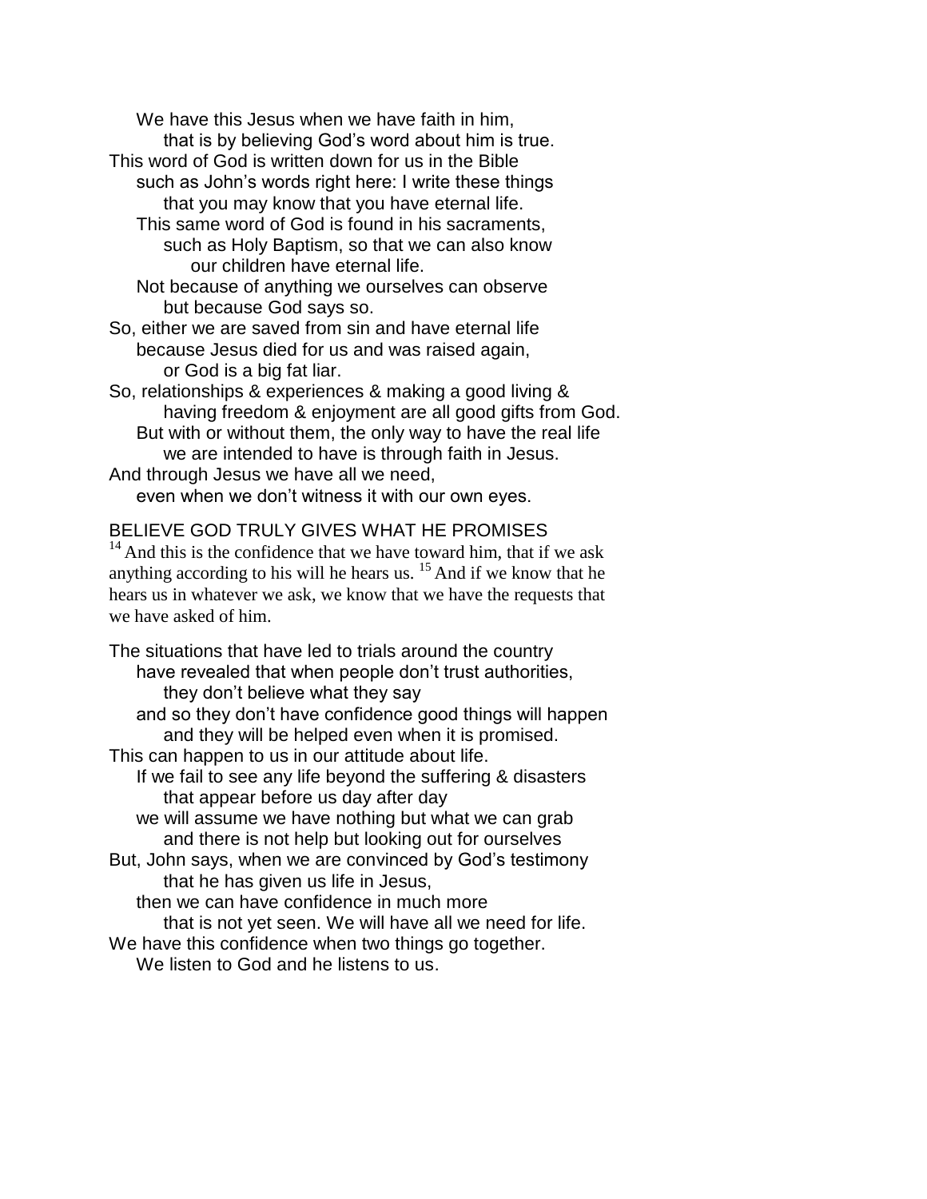We have this Jesus when we have faith in him,
that is by believing God's word about him is true.
This word of God is written down for us in the Bible
such as John's words right here: I write these things
that you may know that you have eternal life.
This same word of God is found in his sacraments,
such as Holy Baptism, so that we can also know
our children have eternal life.
Not because of anything we ourselves can observe
but because God says so.
So, either we are saved from sin and have eternal life
because Jesus died for us and was raised again,
or God is a big fat liar.
So, relationships & experiences & making a good living &
having freedom & enjoyment are all good gifts from God.
But with or without them, the only way to have the real life
we are intended to have is through faith in Jesus.
And through Jesus we have all we need,
even when we don't witness it with our own eyes.

BELIEVE GOD TRULY GIVES WHAT HE PROMISES

[14] And this is the confidence that we have toward him, that if we ask anything according to his will he hears us. [15] And if we know that he hears us in whatever we ask, we know that we have the requests that we have asked of him.

The situations that have led to trials around the country
have revealed that when people don't trust authorities,
they don't believe what they say
and so they don't have confidence good things will happen
and they will be helped even when it is promised.
This can happen to us in our attitude about life.
If we fail to see any life beyond the suffering & disasters
that appear before us day after day
we will assume we have nothing but what we can grab
and there is not help but looking out for ourselves
But, John says, when we are convinced by God's testimony
that he has given us life in Jesus,
then we can have confidence in much more
that is not yet seen. We will have all we need for life.
We have this confidence when two things go together.
We listen to God and he listens to us.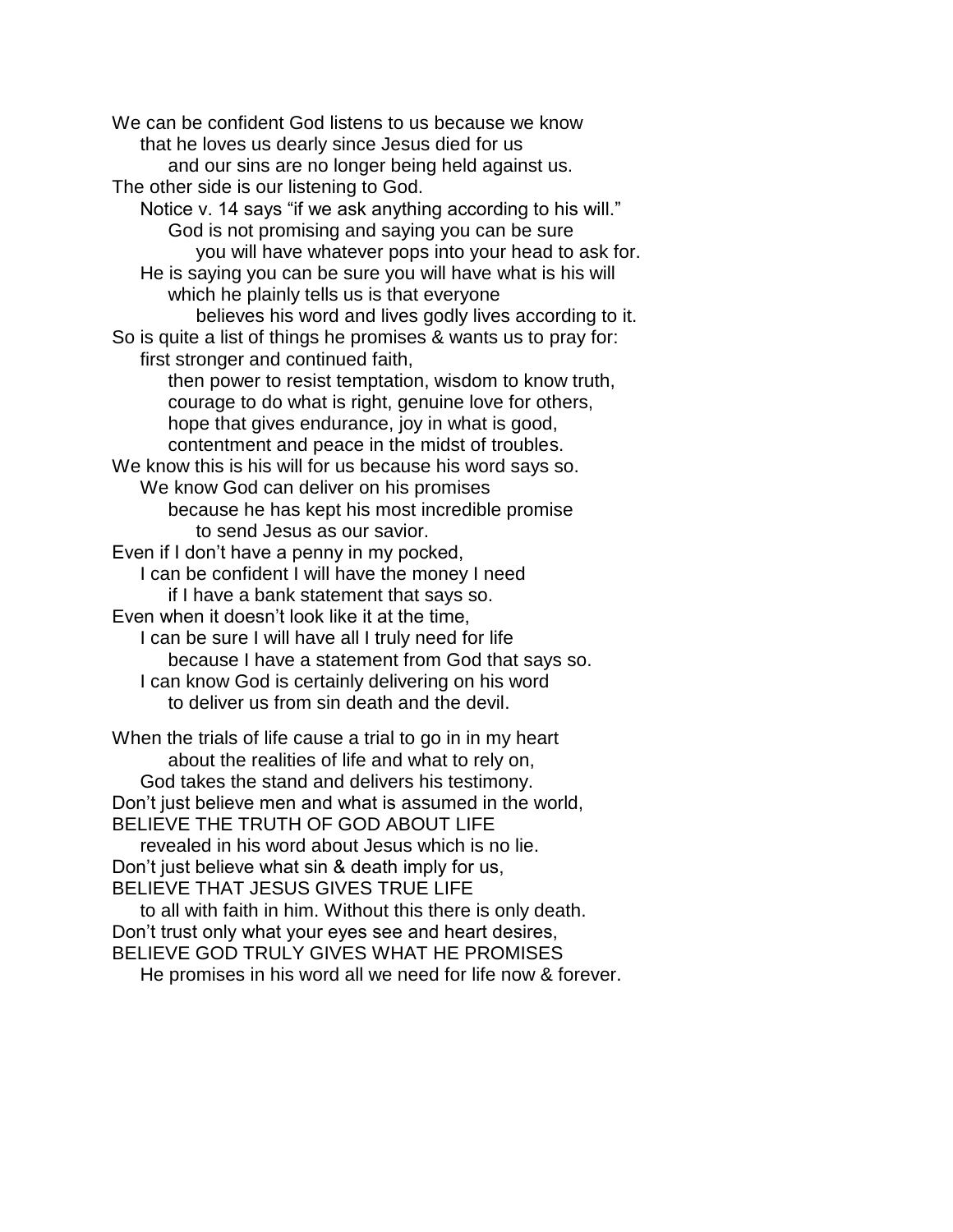We can be confident God listens to us because we know
that he loves us dearly since Jesus died for us
and our sins are no longer being held against us.
The other side is our listening to God.
Notice v. 14 says "if we ask anything according to his will."
God is not promising and saying you can be sure
you will have whatever pops into your head to ask for.
He is saying you can be sure you will have what is his will
which he plainly tells us is that everyone
believes his word and lives godly lives according to it.
So is quite a list of things he promises & wants us to pray for:
first stronger and continued faith,
then power to resist temptation, wisdom to know truth,
courage to do what is right, genuine love for others,
hope that gives endurance, joy in what is good,
contentment and peace in the midst of troubles.
We know this is his will for us because his word says so.
We know God can deliver on his promises
because he has kept his most incredible promise
to send Jesus as our savior.
Even if I don't have a penny in my pocked,
I can be confident I will have the money I need
if I have a bank statement that says so.
Even when it doesn't look like it at the time,
I can be sure I will have all I truly need for life
because I have a statement from God that says so.
I can know God is certainly delivering on his word
to deliver us from sin death and the devil.

When the trials of life cause a trial to go in in my heart
about the realities of life and what to rely on,
God takes the stand and delivers his testimony.
Don't just believe men and what is assumed in the world,
BELIEVE THE TRUTH OF GOD ABOUT LIFE
revealed in his word about Jesus which is no lie.
Don't just believe what sin & death imply for us,
BELIEVE THAT JESUS GIVES TRUE LIFE
to all with faith in him. Without this there is only death.
Don't trust only what your eyes see and heart desires,
BELIEVE GOD TRULY GIVES WHAT HE PROMISES
He promises in his word all we need for life now & forever.